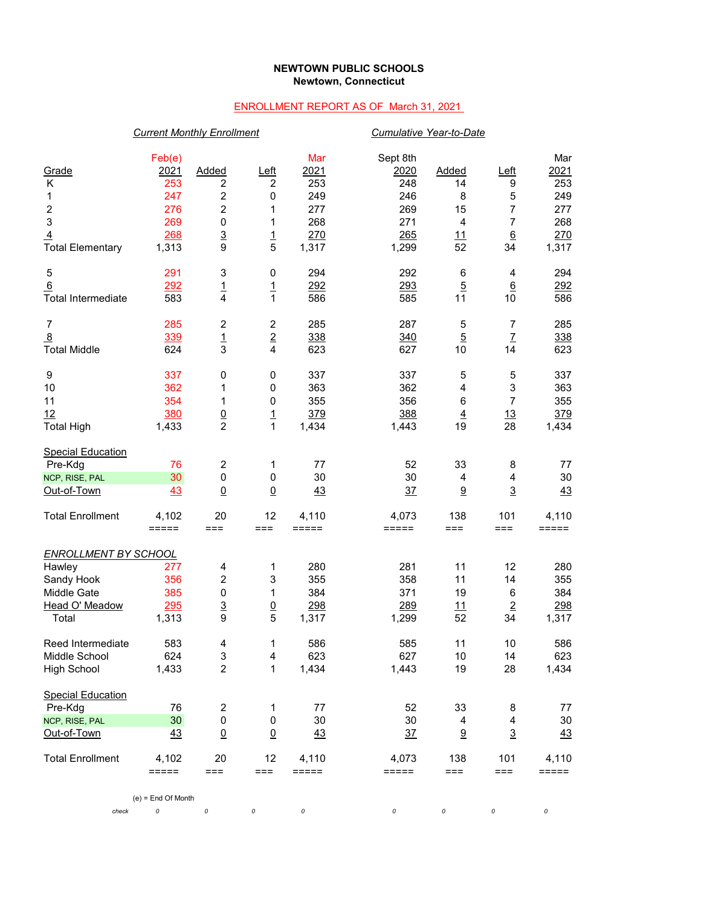**NEWTOWN PUBLIC SCHOOLS**
**Newtown, Connecticut**

ENROLLMENT REPORT AS OF March 31, 2021

| | *Current Monthly Enrollment* | | | | *Cumulative Year-to-Date* | | | |
|---|---|---|---|---|---|---|---|---|
| Grade | Feb(e) 2021 | Added | Left | Mar 2021 | Sept 8th 2020 | Added | Left | Mar 2021 |
| K | 253 | 2 | 2 | 253 | 248 | 14 | 9 | 253 |
| 1 | 247 | 2 | 0 | 249 | 246 | 8 | 5 | 249 |
| 2 | 276 | 2 | 1 | 277 | 269 | 15 | 7 | 277 |
| 3 | 269 | 0 | 1 | 268 | 271 | 4 | 7 | 268 |
| 4 | 268 | 3 | 1 | 270 | 265 | 11 | 6 | 270 |
| Total Elementary | 1,313 | 9 | 5 | 1,317 | 1,299 | 52 | 34 | 1,317 |
| | | | | | | | | |
| 5 | 291 | 3 | 0 | 294 | 292 | 6 | 4 | 294 |
| 6 | 292 | 1 | 1 | 292 | 293 | 5 | 6 | 292 |
| Total Intermediate | 583 | 4 | 1 | 586 | 585 | 11 | 10 | 586 |
| | | | | | | | | |
| 7 | 285 | 2 | 2 | 285 | 287 | 5 | 7 | 285 |
| 8 | 339 | 1 | 2 | 338 | 340 | 5 | 7 | 338 |
| Total Middle | 624 | 3 | 4 | 623 | 627 | 10 | 14 | 623 |
| | | | | | | | | |
| 9 | 337 | 0 | 0 | 337 | 337 | 5 | 5 | 337 |
| 10 | 362 | 1 | 0 | 363 | 362 | 4 | 3 | 363 |
| 11 | 354 | 1 | 0 | 355 | 356 | 6 | 7 | 355 |
| 12 | 380 | 0 | 1 | 379 | 388 | 4 | 13 | 379 |
| Total High | 1,433 | 2 | 1 | 1,434 | 1,443 | 19 | 28 | 1,434 |
| | | | | | | | | |
| Special Education | | | | | | | | |
| Pre-Kdg | 76 | 2 | 1 | 77 | 52 | 33 | 8 | 77 |
| NCP, RISE, PAL | 30 | 0 | 0 | 30 | 30 | 4 | 4 | 30 |
| Out-of-Town | 43 | 0 | 0 | 43 | 37 | 9 | 3 | 43 |
| | | | | | | | | |
| Total Enrollment | 4,102 | 20 | 12 | 4,110 | 4,073 | 138 | 101 | 4,110 |
| | | | | | | | | |
| *ENROLLMENT BY SCHOOL* | | | | | | | | |
| Hawley | 277 | 4 | 1 | 280 | 281 | 11 | 12 | 280 |
| Sandy Hook | 356 | 2 | 3 | 355 | 358 | 11 | 14 | 355 |
| Middle Gate | 385 | 0 | 1 | 384 | 371 | 19 | 6 | 384 |
| Head O' Meadow | 295 | 3 | 0 | 298 | 289 | 11 | 2 | 298 |
| Total | 1,313 | 9 | 5 | 1,317 | 1,299 | 52 | 34 | 1,317 |
| | | | | | | | | |
| Reed Intermediate | 583 | 4 | 1 | 586 | 585 | 11 | 10 | 586 |
| Middle School | 624 | 3 | 4 | 623 | 627 | 10 | 14 | 623 |
| High School | 1,433 | 2 | 1 | 1,434 | 1,443 | 19 | 28 | 1,434 |
| | | | | | | | | |
| Special Education | | | | | | | | |
| Pre-Kdg | 76 | 2 | 1 | 77 | 52 | 33 | 8 | 77 |
| NCP, RISE, PAL | 30 | 0 | 0 | 30 | 30 | 4 | 4 | 30 |
| Out-of-Town | 43 | 0 | 0 | 43 | 37 | 9 | 3 | 43 |
| | | | | | | | | |
| Total Enrollment | 4,102 | 20 | 12 | 4,110 | 4,073 | 138 | 101 | 4,110 |

(e) = End Of Month

| check | 0 | 0 | 0 | 0 | 0 | 0 | 0 | 0 |
|---|---|---|---|---|---|---|---|---|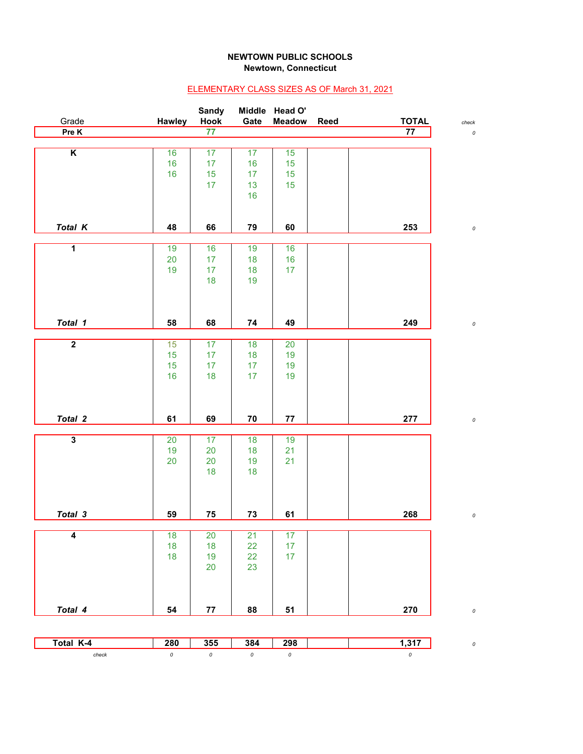**NEWTOWN PUBLIC SCHOOLS**
**Newtown, Connecticut**

ELEMENTARY CLASS SIZES AS OF March 31, 2021

| Grade | Hawley | Sandy Hook | Middle Gate | Head O' Meadow | Reed | TOTAL | check |
|---|---|---|---|---|---|---|---|
| **Pre K** | | 77 | | | | **77** | *0* |
| **K** | 16 | 17 | 17 | 15 | | | |
| | 16 | 17 | 16 | 15 | | | |
| | 16 | 15 | 17 | 15 | | | |
| | | 17 | 13 | 15 | | | |
| | | | 16 | | | | |
| ***Total K*** | **48** | **66** | **79** | **60** | | **253** | *0* |
| **1** | 19 | 16 | 19 | 16 | | | |
| | 20 | 17 | 18 | 16 | | | |
| | 19 | 17 | 18 | 17 | | | |
| | | 18 | 19 | | | | |
| ***Total 1*** | **58** | **68** | **74** | **49** | | **249** | *0* |
| **2** | 15 | 17 | 18 | 20 | | | |
| | 15 | 17 | 18 | 19 | | | |
| | 15 | 17 | 17 | 19 | | | |
| | 16 | 18 | 17 | 19 | | | |
| ***Total 2*** | **61** | **69** | **70** | **77** | | **277** | *0* |
| **3** | 20 | 17 | 18 | 19 | | | |
| | 19 | 20 | 18 | 21 | | | |
| | 20 | 20 | 19 | 21 | | | |
| | | 18 | 18 | | | | |
| ***Total 3*** | **59** | **75** | **73** | **61** | | **268** | *0* |
| **4** | 18 | 20 | 21 | 17 | | | |
| | 18 | 18 | 22 | 17 | | | |
| | 18 | 19 | 22 | 17 | | | |
| | | 20 | 23 | | | | |
| ***Total 4*** | **54** | **77** | **88** | **51** | | **270** | *0* |
| **Total K-4** | **280** | **355** | **384** | **298** | | **1,317** | *0* |
| *check* | *0* | *0* | *0* | *0* | | *0* | |